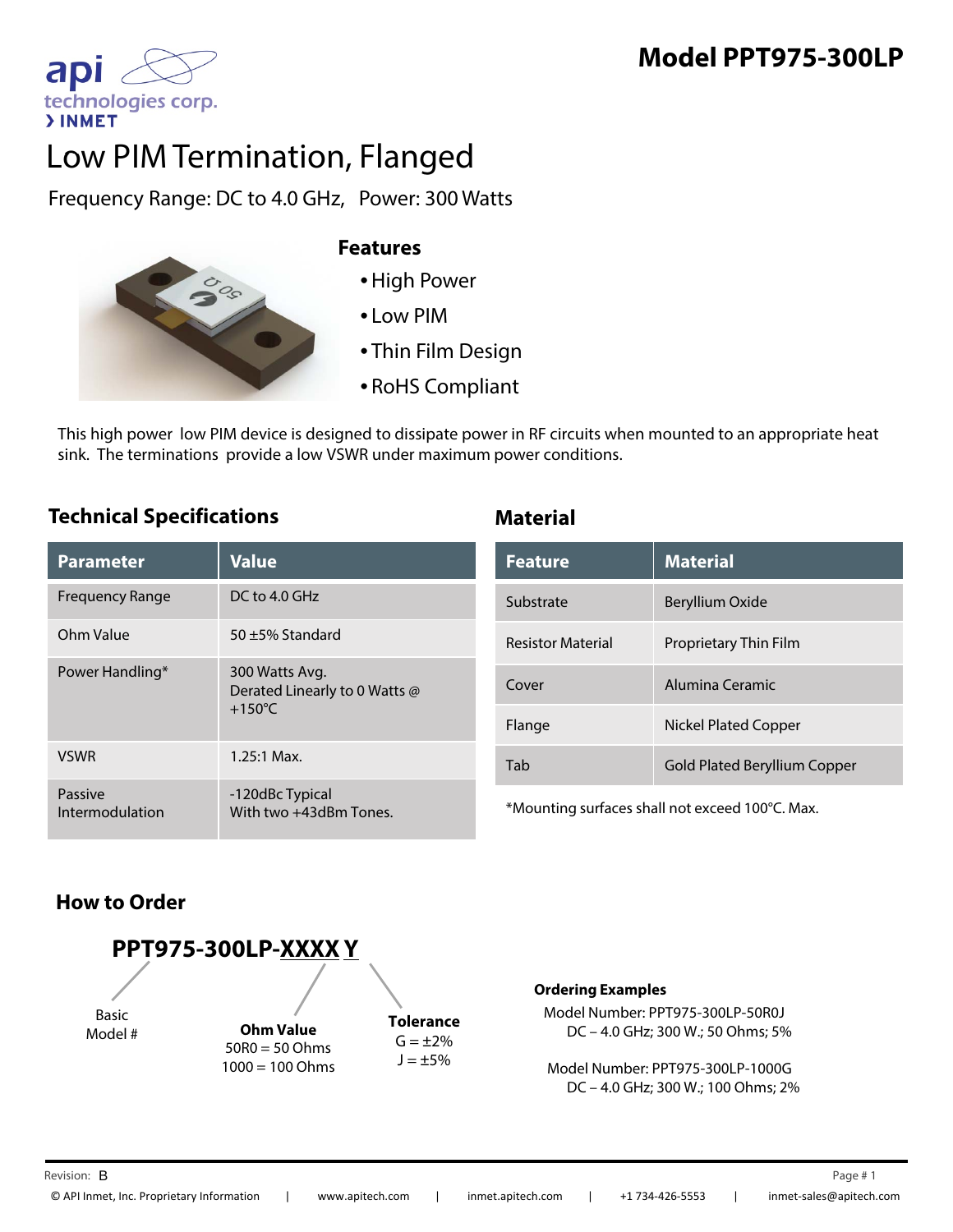**Model PPT975-300LP**

# Low PIM Termination, Flanged

Frequency Range: DC to 4.0 GHz, Power: 300 Watts

### Features

- High Power
- Low PIM
- Thin Film Design
- RoHS Compliant

This high power low PIM device is designed to dissipate power in RF circuits when mounted to an appropriate heat sink. The terminations provide a low VSWR under maximum power conditions.

## Technical Specifications

| Parameter | Value |
|---|---|
| Frequency Range | DC to 4.0 GHz |
| Ohm Value | 50 ±5% Standard |
| Power Handling* | 300 Watts Avg. Derated Linearly to 0 Watts @ +150°C |
| VSWR | 1.25:1 Max. |
| Passive Intermodulation | -120dBc Typical With two +43dBm Tones. |

## Material

| Feature | Material |
|---|---|
| Substrate | Beryllium Oxide |
| Resistor Material | Proprietary Thin Film |
| Cover | Alumina Ceramic |
| Flange | Nickel Plated Copper |
| Tab | Gold Plated Beryllium Copper |

*Mounting surfaces shall not exceed 100°C. Max.

## How to Order

**PPT975-300LP-XXXX Y**

- Basic Model #
- **Ohm Value**: 50R0 = 50 Ohms, 1000 = 100 Ohms
- **Tolerance**: G = ±2%, J = ±5%

**Ordering Examples**

Model Number: PPT975-300LP-50R0J
DC – 4.0 GHz; 300 W.; 50 Ohms; 5%

Model Number: PPT975-300LP-1000G
DC – 4.0 GHz; 300 W.; 100 Ohms; 2%

Revision: B

© API Inmet, Inc. Proprietary Information | www.apitech.com | inmet.apitech.com | +1 734-426-5553 | inmet-sales@apitech.com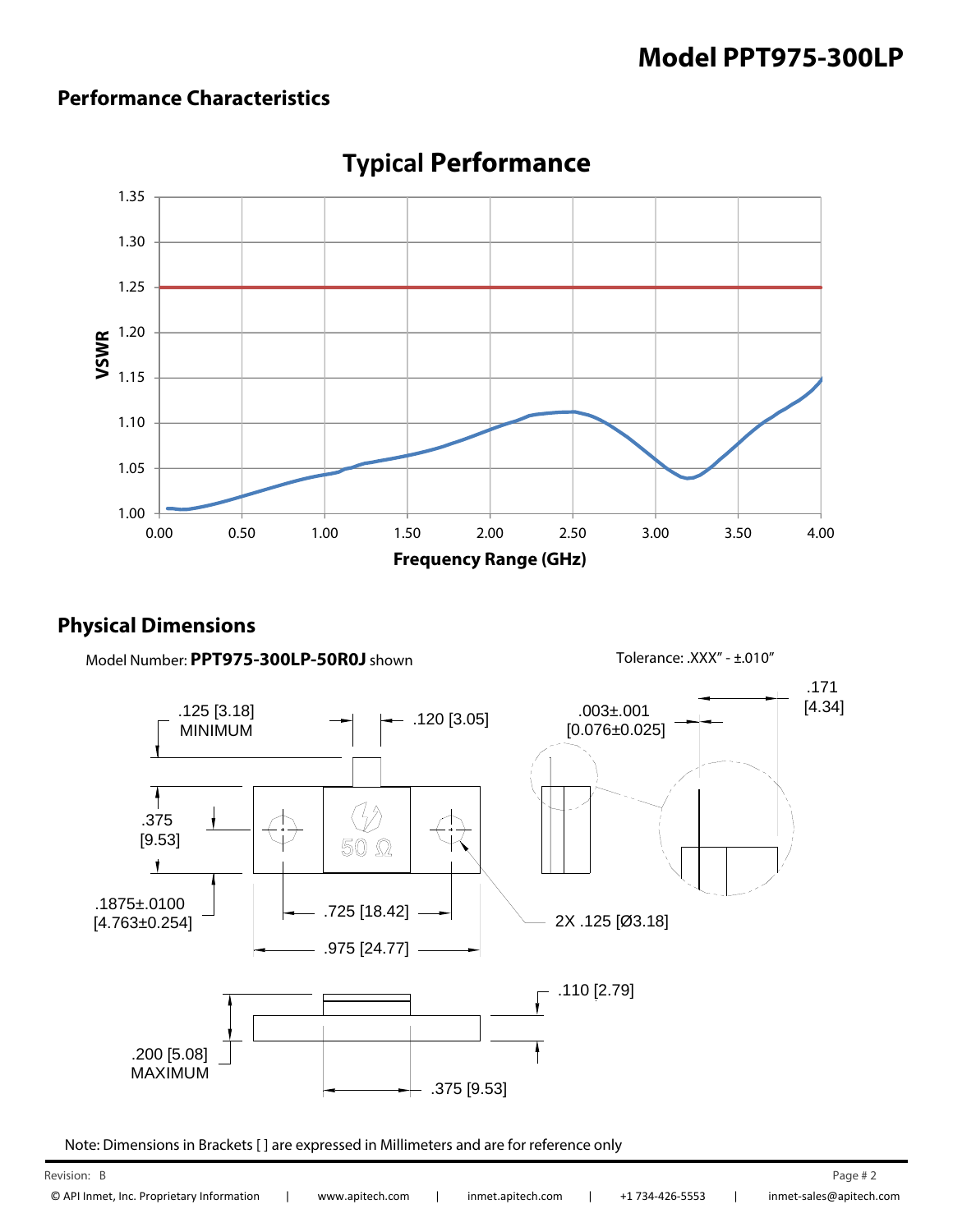# Model PPT975-300LP

## Performance Characteristics

**Typical Performance**

VSWR

1.35
1.30
1.25
1.20
1.15
1.10
1.05
1.00

0.00 0.50 1.00 1.50 2.00 2.50 3.00 3.50 4.00

**Frequency Range (GHz)**

## Physical Dimensions

Model Number: **PPT975-300LP-50R0J** shown

Tolerance: .XXX" - ±.010"

.125 [3.18] MINIMUM

.120 [3.05]

.003±.001 [0.076±0.025]

.171 [4.34]

.375 [9.53]

50 Ω

.1875±.0100 [4.763±0.254]

.725 [18.42]

2X .125 [Ø3.18]

.975 [24.77]

.110 [2.79]

.200 [5.08] MAXIMUM

.375 [9.53]

Note: Dimensions in Brackets [ ] are expressed in Millimeters and are for reference only

Revision: B

© API Inmet, Inc. Proprietary Information | www.apitech.com | inmet.apitech.com | +1 734-426-5553 | inmet-sales@apitech.com